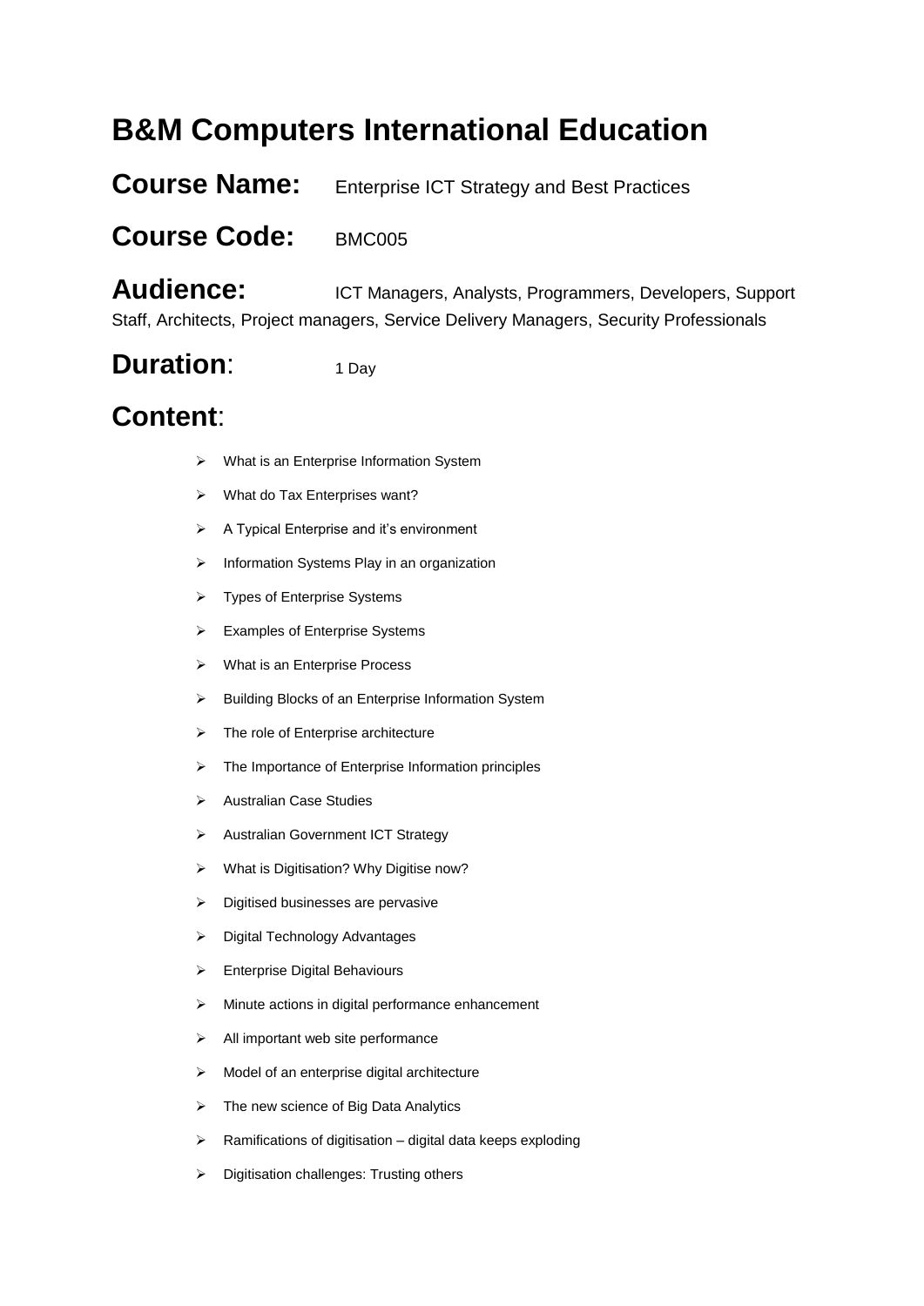# B&M Computers International Education

## Course Name: Enterprise ICT Strategy and Best Practices

## Course Code: BMC005

## Audience: ICT Managers, Analysts, Programmers, Developers, Support Staff, Architects, Project managers, Service Delivery Managers, Security Professionals

## Duration: 1 Day

## Content:

- What is an Enterprise Information System
- What do Tax Enterprises want?
- A Typical Enterprise and it's environment
- Information Systems Play in an organization
- Types of Enterprise Systems
- Examples of Enterprise Systems
- What is an Enterprise Process
- Building Blocks of an Enterprise Information System
- The role of Enterprise architecture
- The Importance of Enterprise Information principles
- Australian Case Studies
- Australian Government ICT Strategy
- What is Digitisation? Why Digitise now?
- Digitised businesses are pervasive
- Digital Technology Advantages
- Enterprise Digital Behaviours
- Minute actions in digital performance enhancement
- All important web site performance
- Model of an enterprise digital architecture
- The new science of Big Data Analytics
- Ramifications of digitisation – digital data keeps exploding
- Digitisation challenges: Trusting others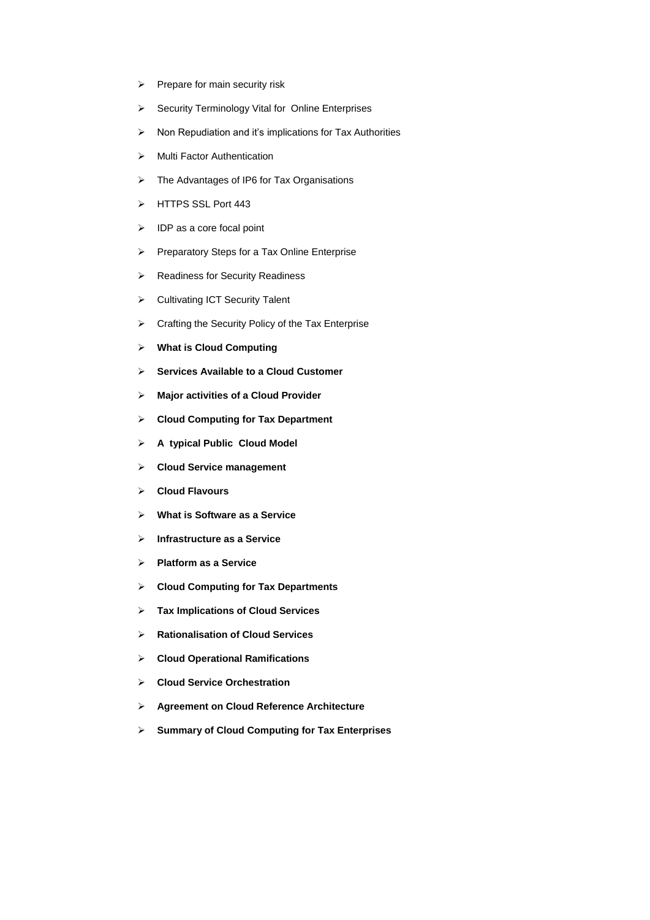- Prepare for main security risk
- Security Terminology Vital for  Online Enterprises
- Non Repudiation and it's implications for Tax Authorities
- Multi Factor Authentication
- The Advantages of IP6 for Tax Organisations
- HTTPS SSL Port 443
- IDP as a core focal point
- Preparatory Steps for a Tax Online Enterprise
- Readiness for Security Readiness
- Cultivating ICT Security Talent
- Crafting the Security Policy of the Tax Enterprise
- **What is Cloud Computing**
- **Services Available to a Cloud Customer**
- **Major activities of a Cloud Provider**
- **Cloud Computing for Tax Department**
- **A  typical Public  Cloud Model**
- **Cloud Service management**
- **Cloud Flavours**
- **What is Software as a Service**
- **Infrastructure as a Service**
- **Platform as a Service**
- **Cloud Computing for Tax Departments**
- **Tax Implications of Cloud Services**
- **Rationalisation of Cloud Services**
- **Cloud Operational Ramifications**
- **Cloud Service Orchestration**
- **Agreement on Cloud Reference Architecture**
- **Summary of Cloud Computing for Tax Enterprises**